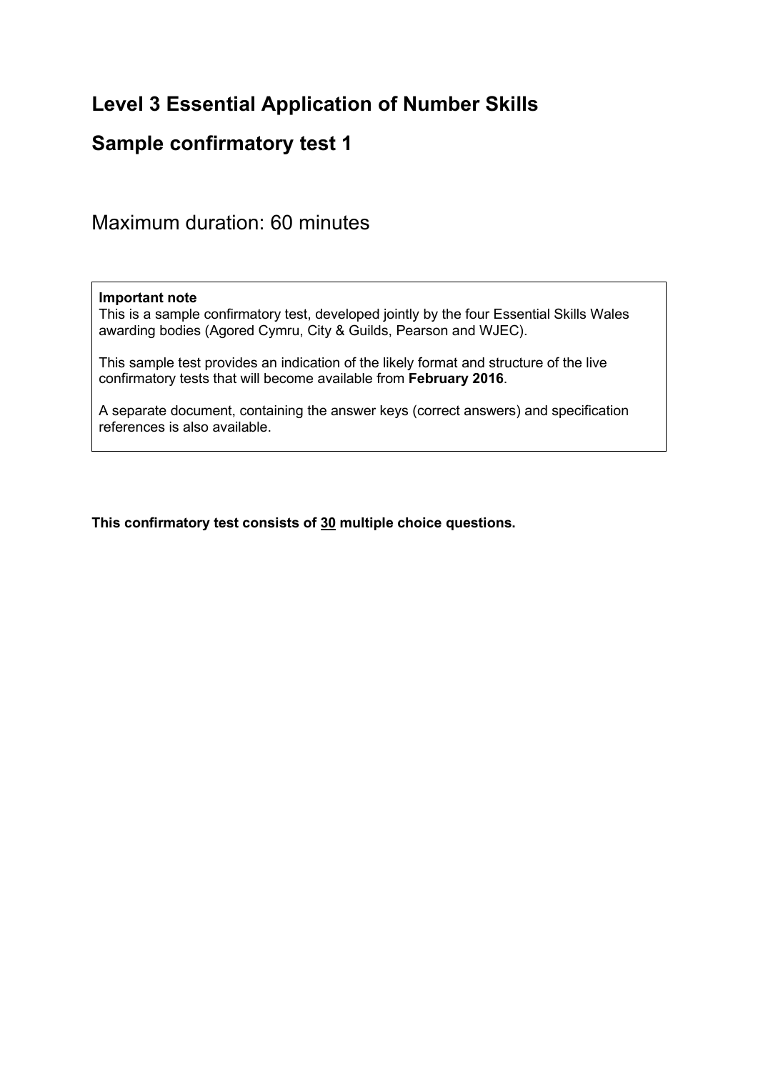# Level 3 Essential Application of Number Skills

# Sample confirmatory test 1

Maximum duration: 60 minutes

> **Important note**
> This is a sample confirmatory test, developed jointly by the four Essential Skills Wales awarding bodies (Agored Cymru, City & Guilds, Pearson and WJEC).
>
> This sample test provides an indication of the likely format and structure of the live confirmatory tests that will become available from **February 2016**.
>
> A separate document, containing the answer keys (correct answers) and specification references is also available.

**This confirmatory test consists of <u>30</u> multiple choice questions.**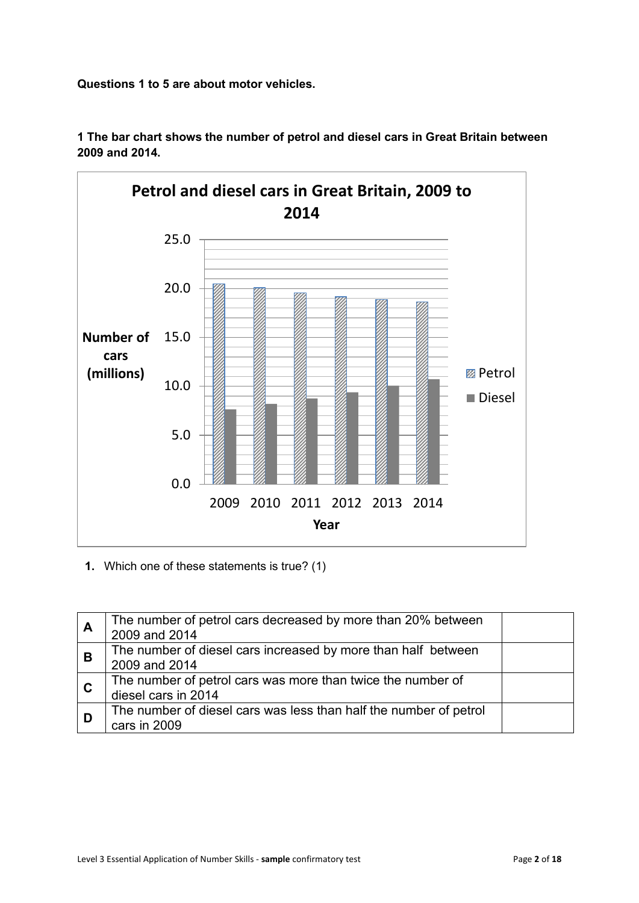**Questions 1 to 5 are about motor vehicles.**

**1 The bar chart shows the number of petrol and diesel cars in Great Britain between 2009 and 2014.**

**Petrol and diesel cars in Great Britain, 2009 to 2014**

Number of cars (millions)

25.0
20.0
15.0
10.0
5.0
0.0

2009 2010 2011 2012 2013 2014

Year

Petrol
Diesel

**1.** Which one of these statements is true? (1)

| | | |
|---|---|---|
| **A** | The number of petrol cars decreased by more than 20% between 2009 and 2014 | |
| **B** | The number of diesel cars increased by more than half between 2009 and 2014 | |
| **C** | The number of petrol cars was more than twice the number of diesel cars in 2014 | |
| **D** | The number of diesel cars was less than half the number of petrol cars in 2009 | |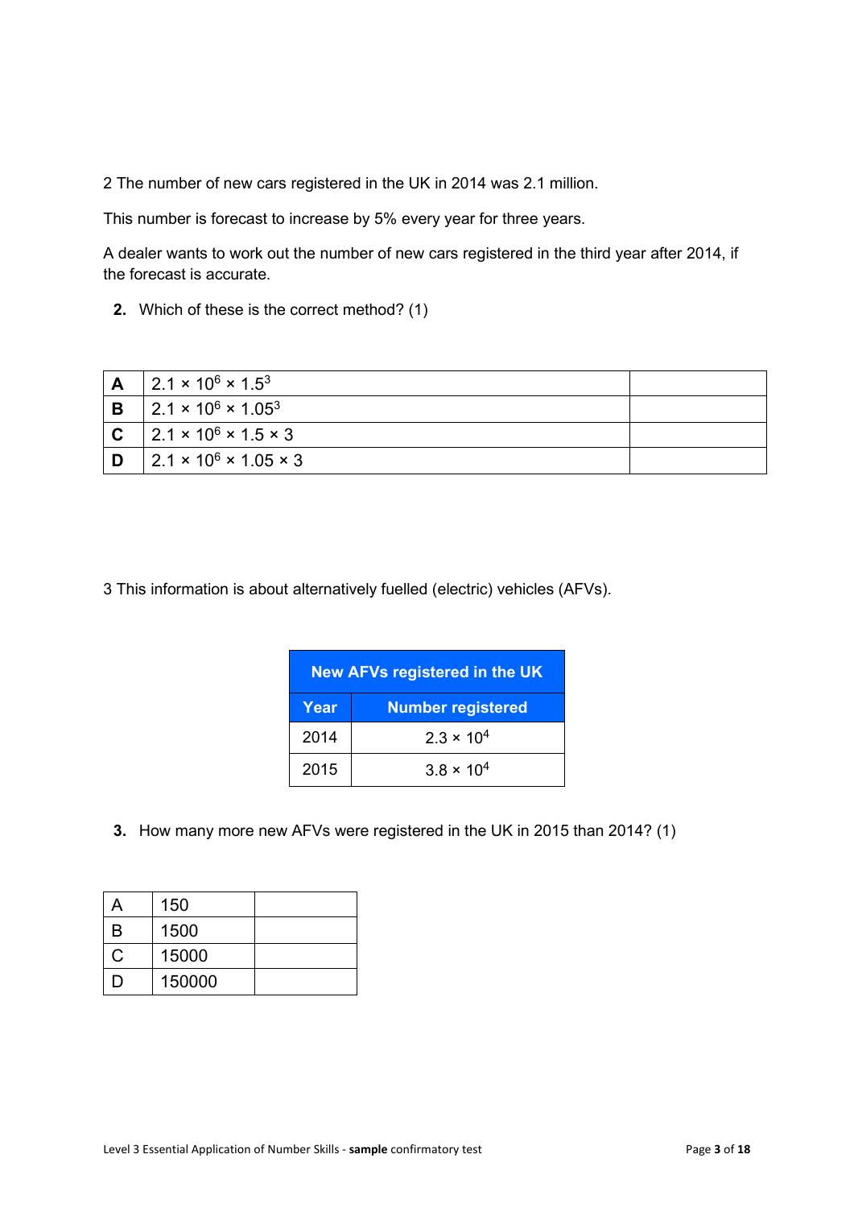2 The number of new cars registered in the UK in 2014 was 2.1 million.

This number is forecast to increase by 5% every year for three years.

A dealer wants to work out the number of new cars registered in the third year after 2014, if the forecast is accurate.

**2.** Which of these is the correct method? (1)

| | | |
|---|---|---|
| **A** | $2.1 \times 10^6 \times 1.5^3$ | |
| **B** | $2.1 \times 10^6 \times 1.05^3$ | |
| **C** | $2.1 \times 10^6 \times 1.5 \times 3$ | |
| **D** | $2.1 \times 10^6 \times 1.05 \times 3$ | |

3 This information is about alternatively fuelled (electric) vehicles (AFVs).

| **New AFVs registered in the UK** | |
|---|---|
| **Year** | **Number registered** |
| 2014 | $2.3 \times 10^4$ |
| 2015 | $3.8 \times 10^4$ |

**3.** How many more new AFVs were registered in the UK in 2015 than 2014? (1)

| | | |
|---|---|---|
| A | 150 | |
| B | 1500 | |
| C | 15000 | |
| D | 150000 | |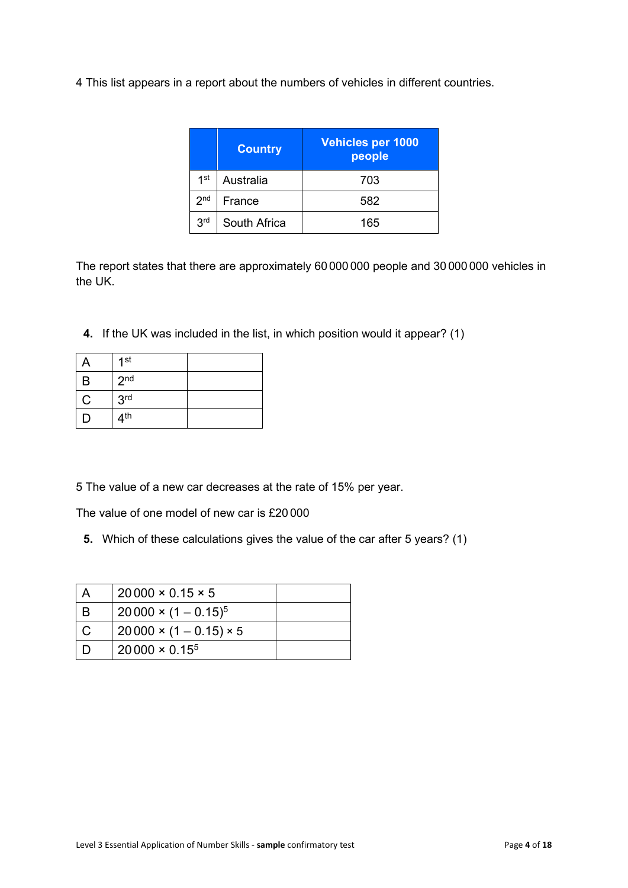4 This list appears in a report about the numbers of vehicles in different countries.

| | Country | Vehicles per 1000 people |
|---|---|---|
| 1st | Australia | 703 |
| 2nd | France | 582 |
| 3rd | South Africa | 165 |

The report states that there are approximately 60 000 000 people and 30 000 000 vehicles in the UK.

**4.** If the UK was included in the list, in which position would it appear? (1)

| | | |
|---|---|---|
| A | 1st | |
| B | 2nd | |
| C | 3rd | |
| D | 4th | |

5 The value of a new car decreases at the rate of 15% per year.

The value of one model of new car is £20 000

**5.** Which of these calculations gives the value of the car after 5 years? (1)

| | | |
|---|---|---|
| A | $20\,000 \times 0.15 \times 5$ | |
| B | $20\,000 \times (1 - 0.15)^5$ | |
| C | $20\,000 \times (1 - 0.15) \times 5$ | |
| D | $20\,000 \times 0.15^5$ | |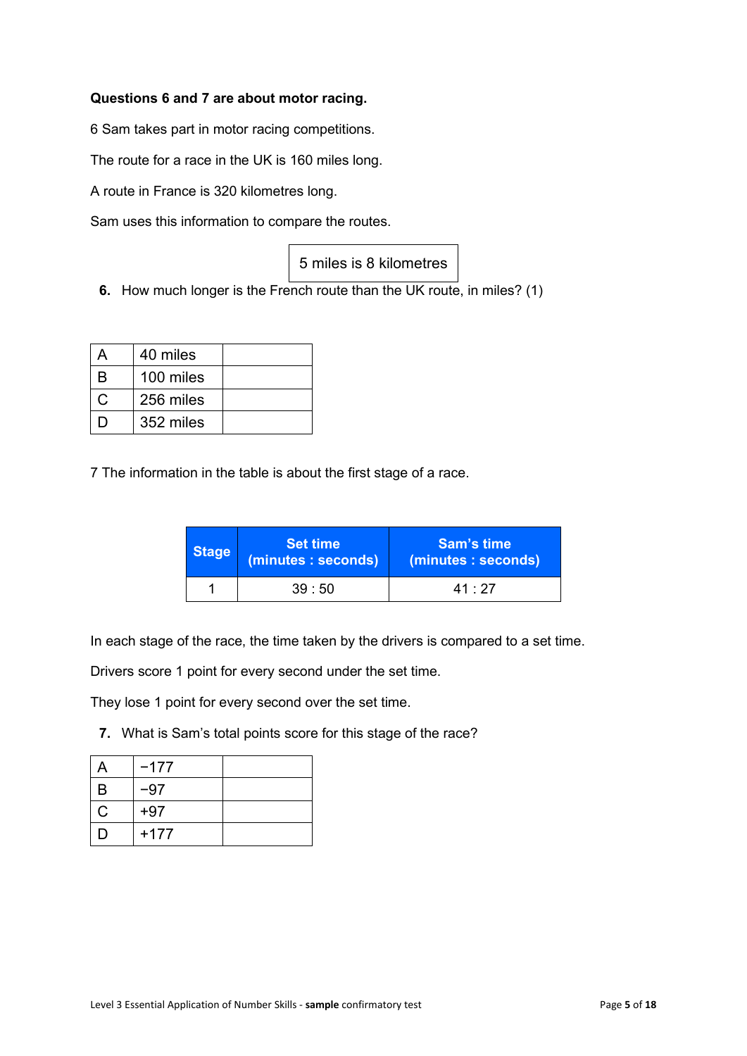**Questions 6 and 7 are about motor racing.**

6 Sam takes part in motor racing competitions.

The route for a race in the UK is 160 miles long.

A route in France is 320 kilometres long.

Sam uses this information to compare the routes.

| 5 miles is 8 kilometres |
|---|

**6.** How much longer is the French route than the UK route, in miles? (1)

| | | |
|---|---|---|
| A | 40 miles | |
| B | 100 miles | |
| C | 256 miles | |
| D | 352 miles | |

7 The information in the table is about the first stage of a race.

| Stage | Set time (minutes : seconds) | Sam's time (minutes : seconds) |
|---|---|---|
| 1 | 39 : 50 | 41 : 27 |

In each stage of the race, the time taken by the drivers is compared to a set time.

Drivers score 1 point for every second under the set time.

They lose 1 point for every second over the set time.

**7.** What is Sam's total points score for this stage of the race?

| | | |
|---|---|---|
| A | −177 | |
| B | −97 | |
| C | +97 | |
| D | +177 | |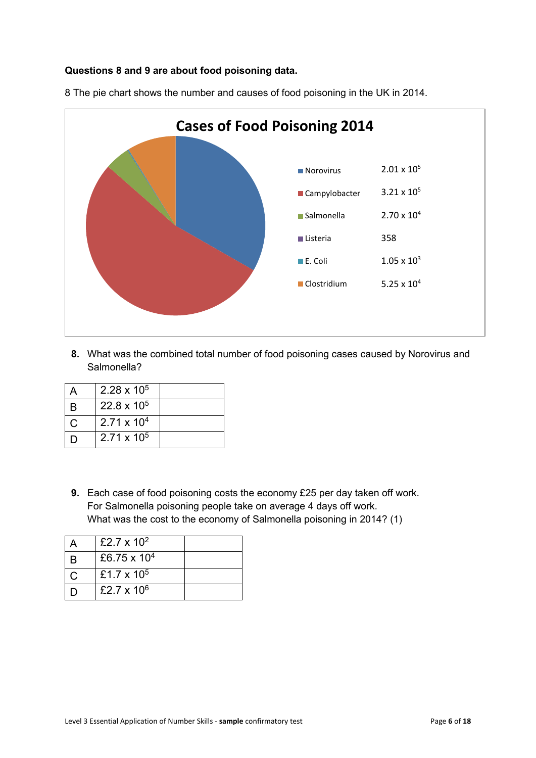**Questions 8 and 9 are about food poisoning data.**

8 The pie chart shows the number and causes of food poisoning in the UK in 2014.

**Cases of Food Poisoning 2014**

| Cause | Cases |
|---|---|
| Norovirus | $2.01 \times 10^5$ |
| Campylobacter | $3.21 \times 10^5$ |
| Salmonella | $2.70 \times 10^4$ |
| Listeria | 358 |
| E. Coli | $1.05 \times 10^3$ |
| Clostridium | $5.25 \times 10^4$ |

**8.** What was the combined total number of food poisoning cases caused by Norovirus and Salmonella?

| | | |
|---|---|---|
| A | $2.28 \times 10^5$ | |
| B | $22.8 \times 10^5$ | |
| C | $2.71 \times 10^4$ | |
| D | $2.71 \times 10^5$ | |

**9.** Each case of food poisoning costs the economy £25 per day taken off work.
For Salmonella poisoning people take on average 4 days off work.
What was the cost to the economy of Salmonella poisoning in 2014? (1)

| | | |
|---|---|---|
| A | £$2.7 \times 10^2$ | |
| B | £$6.75 \times 10^4$ | |
| C | £$1.7 \times 10^5$ | |
| D | £$2.7 \times 10^6$ | |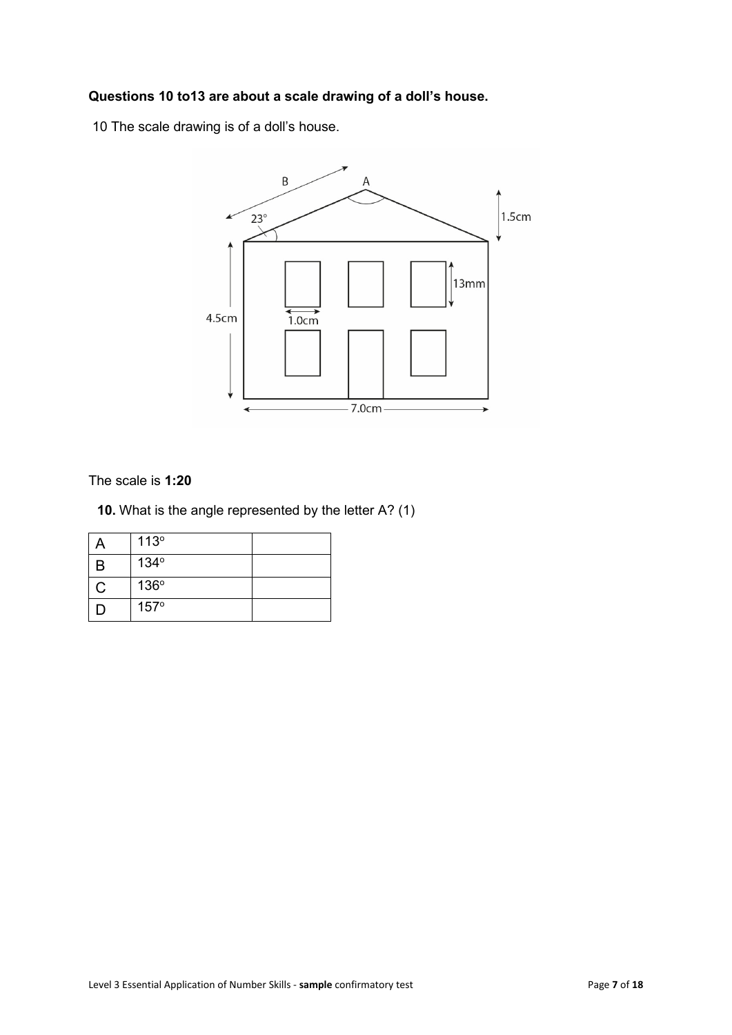**Questions 10 to13 are about a scale drawing of a doll's house.**

10 The scale drawing is of a doll's house.

B

A

23°

1.5cm

13mm

4.5cm

1.0cm

7.0cm

The scale is **1:20**

**10.** What is the angle represented by the letter A? (1)

| A | 113° | |
|---|---|---|
| B | 134° | |
| C | 136° | |
| D | 157° | |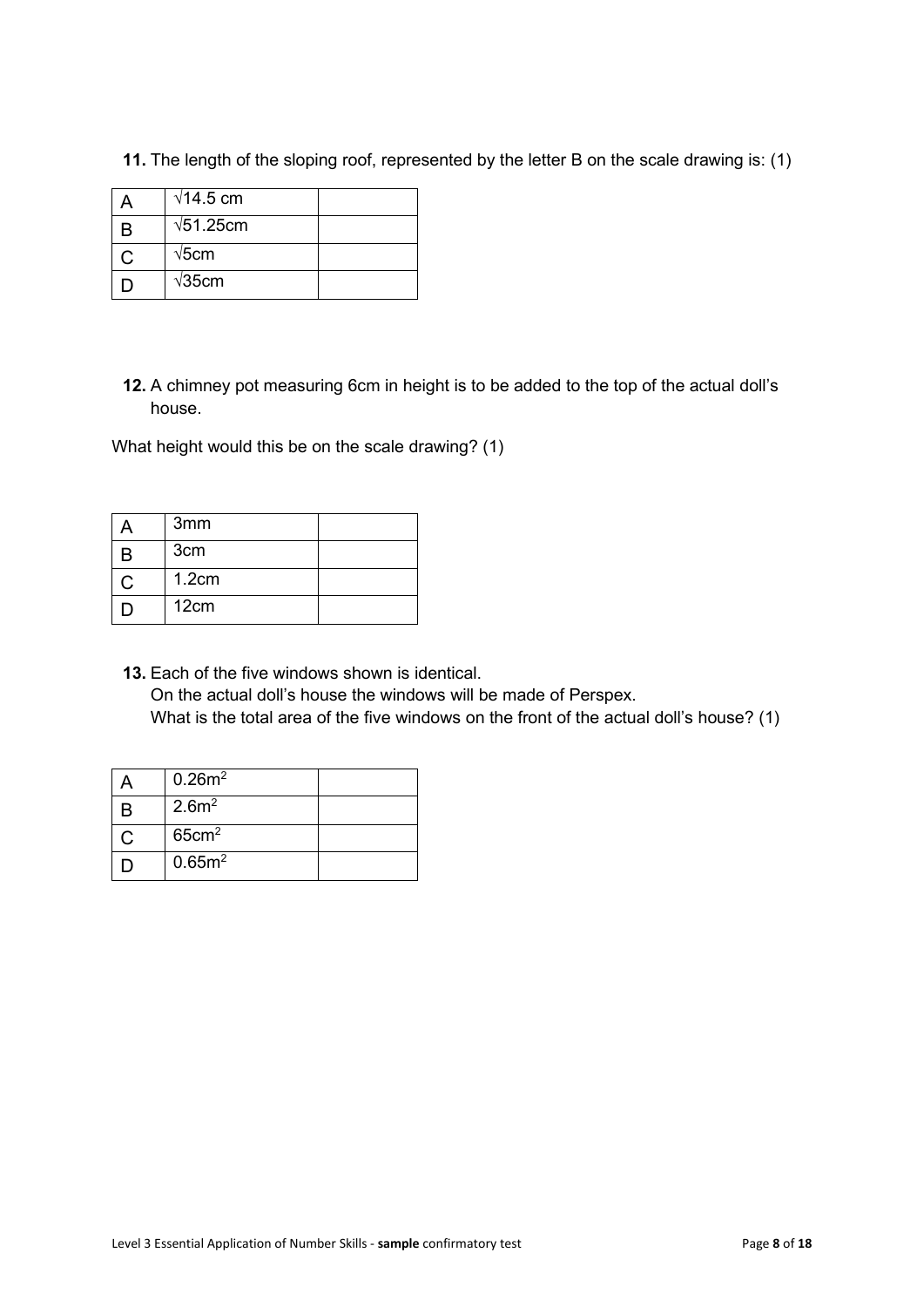**11.** The length of the sloping roof, represented by the letter B on the scale drawing is: (1)

| A | $\sqrt{14.5}$ cm | |
|---|---|---|
| B | $\sqrt{51.25}$cm | |
| C | $\sqrt{5}$cm | |
| D | $\sqrt{35}$cm | |

**12.** A chimney pot measuring 6cm in height is to be added to the top of the actual doll's house.

What height would this be on the scale drawing? (1)

| A | 3mm | |
|---|---|---|
| B | 3cm | |
| C | 1.2cm | |
| D | 12cm | |

**13.** Each of the five windows shown is identical.
On the actual doll's house the windows will be made of Perspex.
What is the total area of the five windows on the front of the actual doll's house? (1)

| A | $0.26m^2$ | |
|---|---|---|
| B | $2.6m^2$ | |
| C | $65cm^2$ | |
| D | $0.65m^2$ | |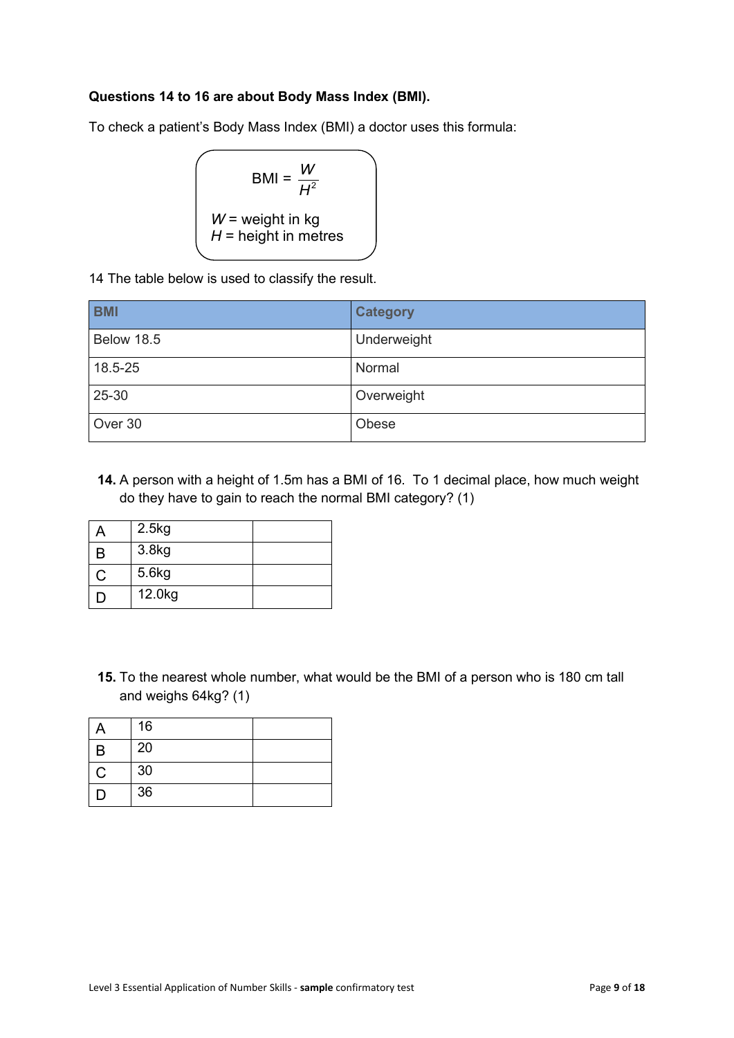**Questions 14 to 16 are about Body Mass Index (BMI).**

To check a patient's Body Mass Index (BMI) a doctor uses this formula:

$$\text{BMI} = \frac{W}{H^2}$$

$W$ = weight in kg
$H$ = height in metres

14 The table below is used to classify the result.

| BMI | Category |
|---|---|
| Below 18.5 | Underweight |
| 18.5-25 | Normal |
| 25-30 | Overweight |
| Over 30 | Obese |

**14.** A person with a height of 1.5m has a BMI of 16. To 1 decimal place, how much weight do they have to gain to reach the normal BMI category? (1)

| | | |
|---|---|---|
| A | 2.5kg | |
| B | 3.8kg | |
| C | 5.6kg | |
| D | 12.0kg | |

**15.** To the nearest whole number, what would be the BMI of a person who is 180 cm tall and weighs 64kg? (1)

| | | |
|---|---|---|
| A | 16 | |
| B | 20 | |
| C | 30 | |
| D | 36 | |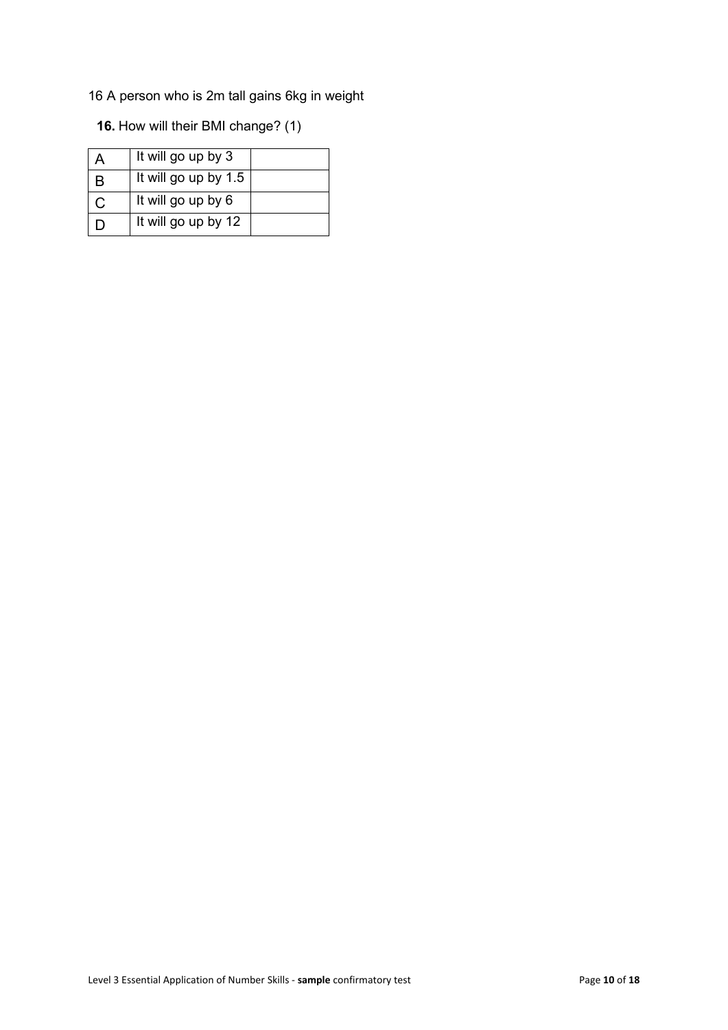16 A person who is 2m tall gains 6kg in weight

**16.** How will their BMI change? (1)

| | | |
|---|---|---|
| A | It will go up by 3 | |
| B | It will go up by 1.5 | |
| C | It will go up by 6 | |
| D | It will go up by 12 | |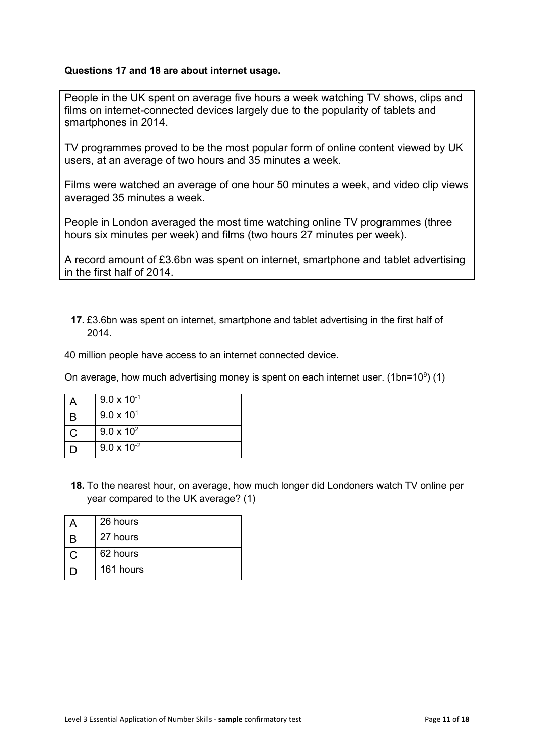**Questions 17 and 18 are about internet usage.**

People in the UK spent on average five hours a week watching TV shows, clips and films on internet-connected devices largely due to the popularity of tablets and smartphones in 2014.

TV programmes proved to be the most popular form of online content viewed by UK users, at an average of two hours and 35 minutes a week.

Films were watched an average of one hour 50 minutes a week, and video clip views averaged 35 minutes a week.

People in London averaged the most time watching online TV programmes (three hours six minutes per week) and films (two hours 27 minutes per week).

A record amount of £3.6bn was spent on internet, smartphone and tablet advertising in the first half of 2014.

**17.** £3.6bn was spent on internet, smartphone and tablet advertising in the first half of 2014.

40 million people have access to an internet connected device.

On average, how much advertising money is spent on each internet user. (1bn=$10^9$) (1)

| | | |
|---|---|---|
| A | $9.0 \times 10^{-1}$ | |
| B | $9.0 \times 10^{1}$ | |
| C | $9.0 \times 10^{2}$ | |
| D | $9.0 \times 10^{-2}$ | |

**18.** To the nearest hour, on average, how much longer did Londoners watch TV online per year compared to the UK average? (1)

| | | |
|---|---|---|
| A | 26 hours | |
| B | 27 hours | |
| C | 62 hours | |
| D | 161 hours | |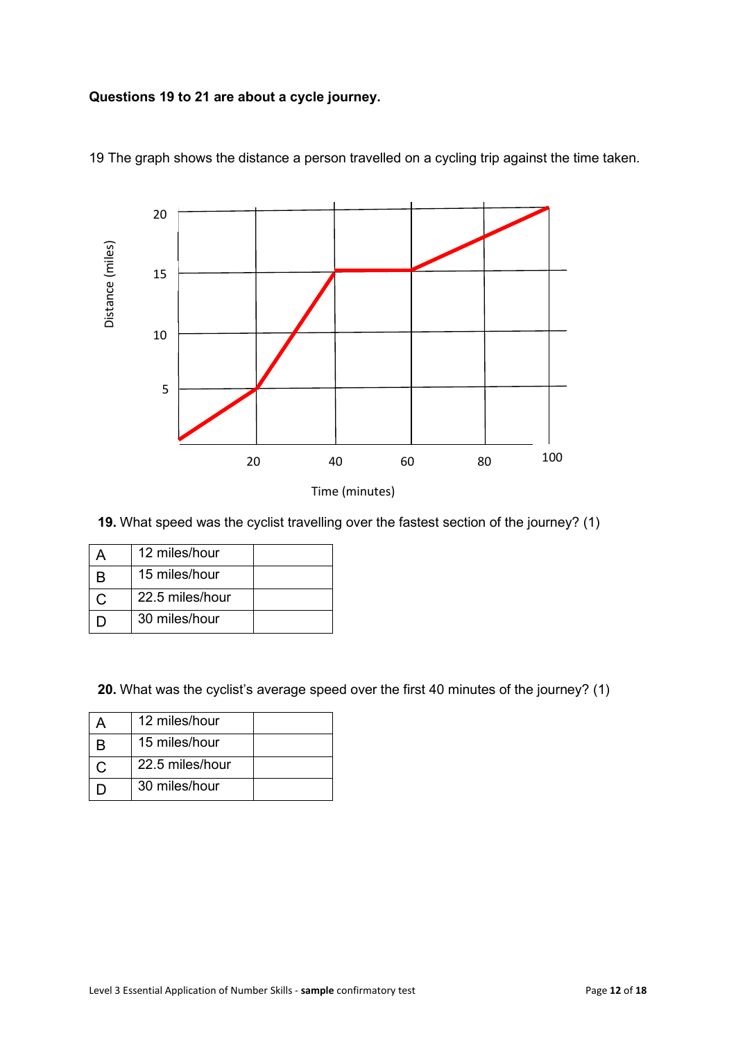**Questions 19 to 21 are about a cycle journey.**

19 The graph shows the distance a person travelled on a cycling trip against the time taken.

Distance (miles)

20

15

10

5

20 40 60 80 100

Time (minutes)

**19.** What speed was the cyclist travelling over the fastest section of the journey? (1)

| | | |
|---|---|---|
| A | 12 miles/hour | |
| B | 15 miles/hour | |
| C | 22.5 miles/hour | |
| D | 30 miles/hour | |

**20.** What was the cyclist's average speed over the first 40 minutes of the journey? (1)

| | | |
|---|---|---|
| A | 12 miles/hour | |
| B | 15 miles/hour | |
| C | 22.5 miles/hour | |
| D | 30 miles/hour | |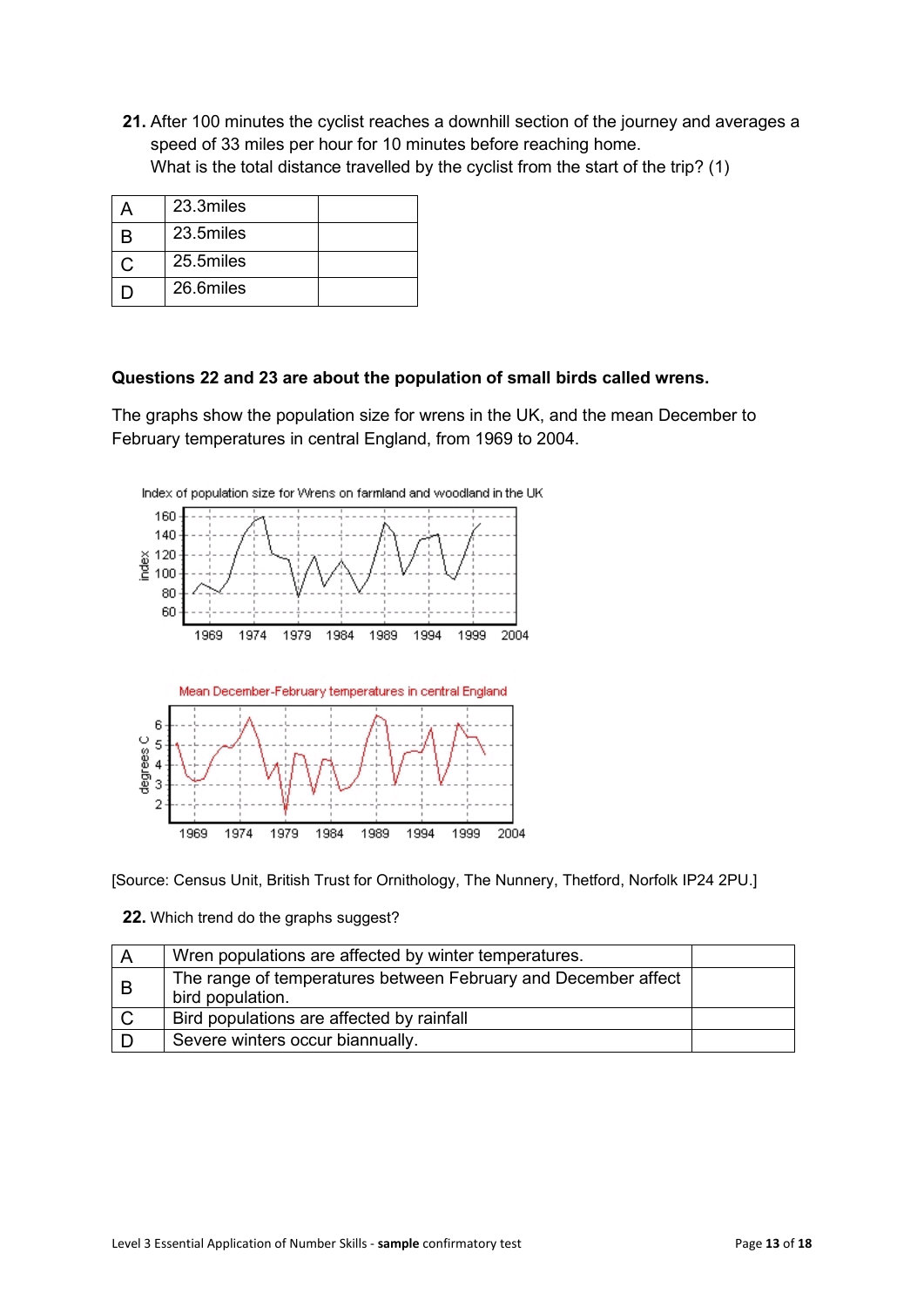**21.** After 100 minutes the cyclist reaches a downhill section of the journey and averages a speed of 33 miles per hour for 10 minutes before reaching home.
What is the total distance travelled by the cyclist from the start of the trip? (1)

| | | |
|---|---|---|
| A | 23.3miles | |
| B | 23.5miles | |
| C | 25.5miles | |
| D | 26.6miles | |

**Questions 22 and 23 are about the population of small birds called wrens.**

The graphs show the population size for wrens in the UK, and the mean December to February temperatures in central England, from 1969 to 2004.

Index of population size for Wrens on farmland and woodland in the UK

Mean December-February temperatures in central England

[Source: Census Unit, British Trust for Ornithology, The Nunnery, Thetford, Norfolk IP24 2PU.]

**22.** Which trend do the graphs suggest?

| | | |
|---|---|---|
| A | Wren populations are affected by winter temperatures. | |
| B | The range of temperatures between February and December affect bird population. | |
| C | Bird populations are affected by rainfall | |
| D | Severe winters occur biannually. | |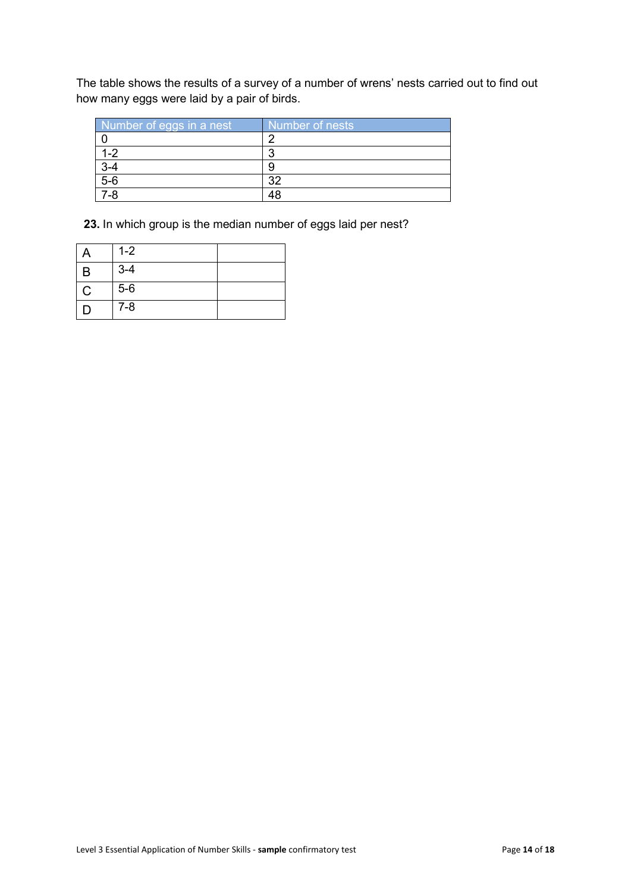The table shows the results of a survey of a number of wrens' nests carried out to find out how many eggs were laid by a pair of birds.

| Number of eggs in a nest | Number of nests |
|---|---|
| 0 | 2 |
| 1-2 | 3 |
| 3-4 | 9 |
| 5-6 | 32 |
| 7-8 | 48 |

**23.** In which group is the median number of eggs laid per nest?

| | | |
|---|---|---|
| A | 1-2 | |
| B | 3-4 | |
| C | 5-6 | |
| D | 7-8 | |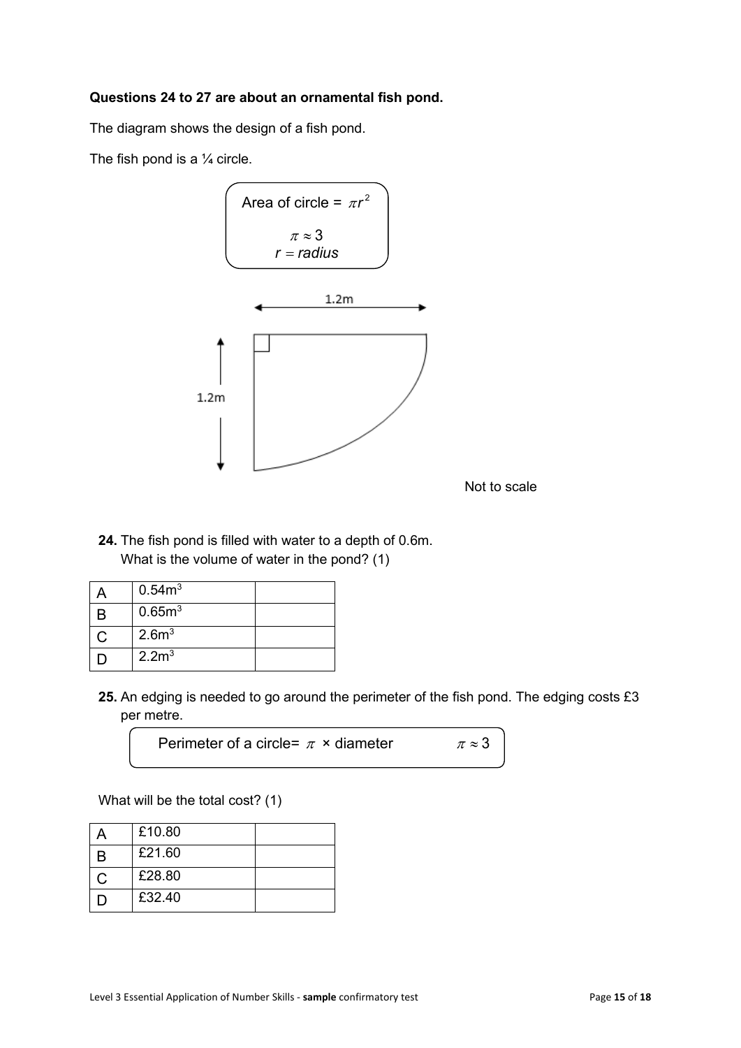**Questions 24 to 27 are about an ornamental fish pond.**

The diagram shows the design of a fish pond.

The fish pond is a ¼ circle.

Area of circle = $\pi r^2$

$\pi \approx 3$

$r = radius$

1.2m

1.2m

Not to scale

**24.** The fish pond is filled with water to a depth of 0.6m.
What is the volume of water in the pond? (1)

| A | $0.54m^3$ | |
|---|---|---|
| B | $0.65m^3$ | |
| C | $2.6m^3$ | |
| D | $2.2m^3$ | |

**25.** An edging is needed to go around the perimeter of the fish pond. The edging costs £3 per metre.

Perimeter of a circle= $\pi$ × diameter $\pi \approx 3$

What will be the total cost? (1)

| A | £10.80 | |
|---|---|---|
| B | £21.60 | |
| C | £28.80 | |
| D | £32.40 | |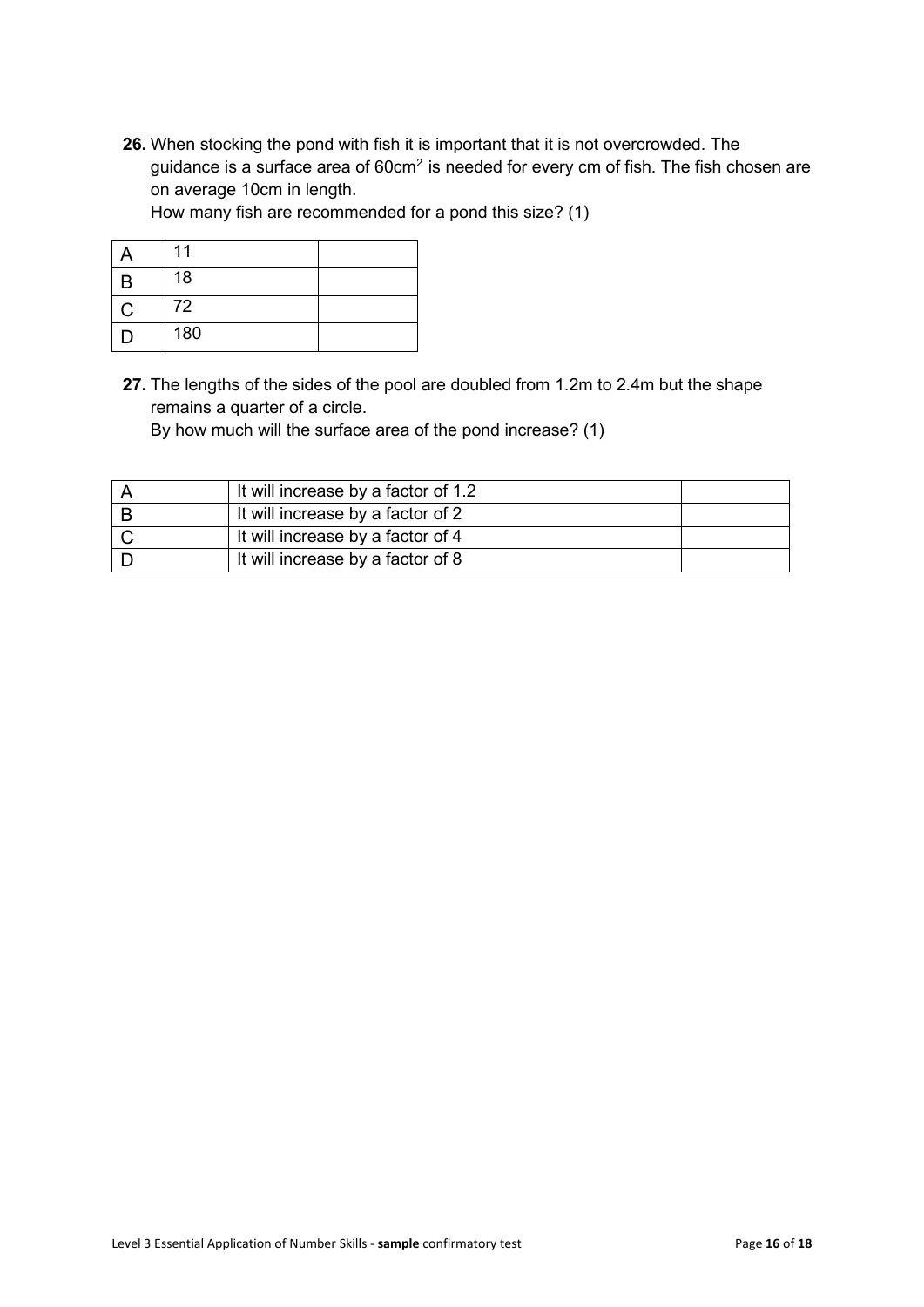**26.** When stocking the pond with fish it is important that it is not overcrowded. The guidance is a surface area of $60cm^2$ is needed for every cm of fish. The fish chosen are on average 10cm in length.
How many fish are recommended for a pond this size? (1)

| | | |
|---|---|---|
| A | 11 | |
| B | 18 | |
| C | 72 | |
| D | 180 | |

**27.** The lengths of the sides of the pool are doubled from 1.2m to 2.4m but the shape remains a quarter of a circle.
By how much will the surface area of the pond increase? (1)

| | | |
|---|---|---|
| A | It will increase by a factor of 1.2 | |
| B | It will increase by a factor of 2 | |
| C | It will increase by a factor of 4 | |
| D | It will increase by a factor of 8 | |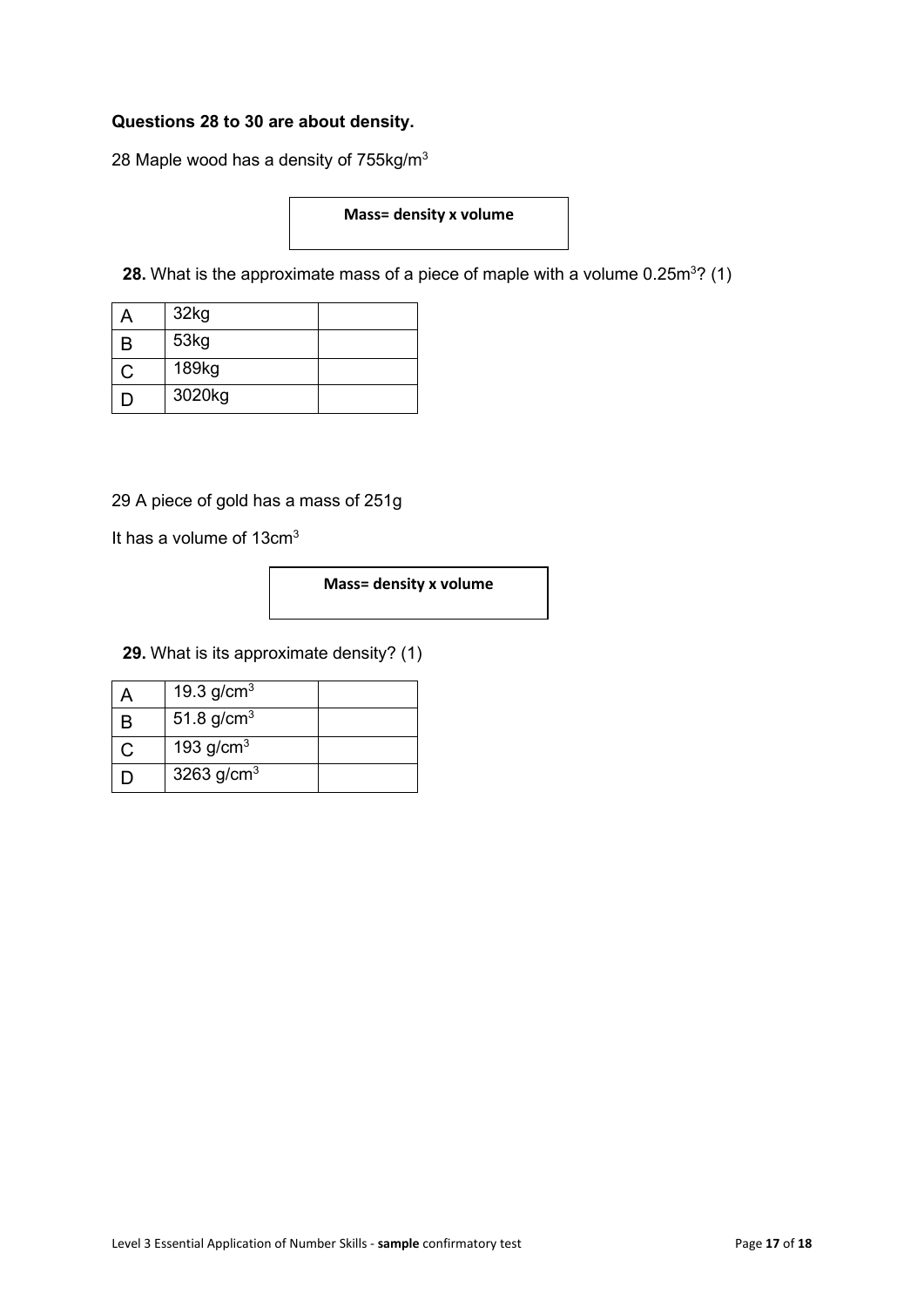**Questions 28 to 30 are about density.**

28 Maple wood has a density of 755kg/$m^3$

| **Mass= density x volume** |
|---|

**28.** What is the approximate mass of a piece of maple with a volume 0.25$m^3$? (1)

| | | |
|---|---|---|
| A | 32kg | |
| B | 53kg | |
| C | 189kg | |
| D | 3020kg | |

29 A piece of gold has a mass of 251g

It has a volume of 13$cm^3$

| **Mass= density x volume** |
|---|

**29.** What is its approximate density? (1)

| | | |
|---|---|---|
| A | 19.3 g/$cm^3$ | |
| B | 51.8 g/$cm^3$ | |
| C | 193 g/$cm^3$ | |
| D | 3263 g/$cm^3$ | |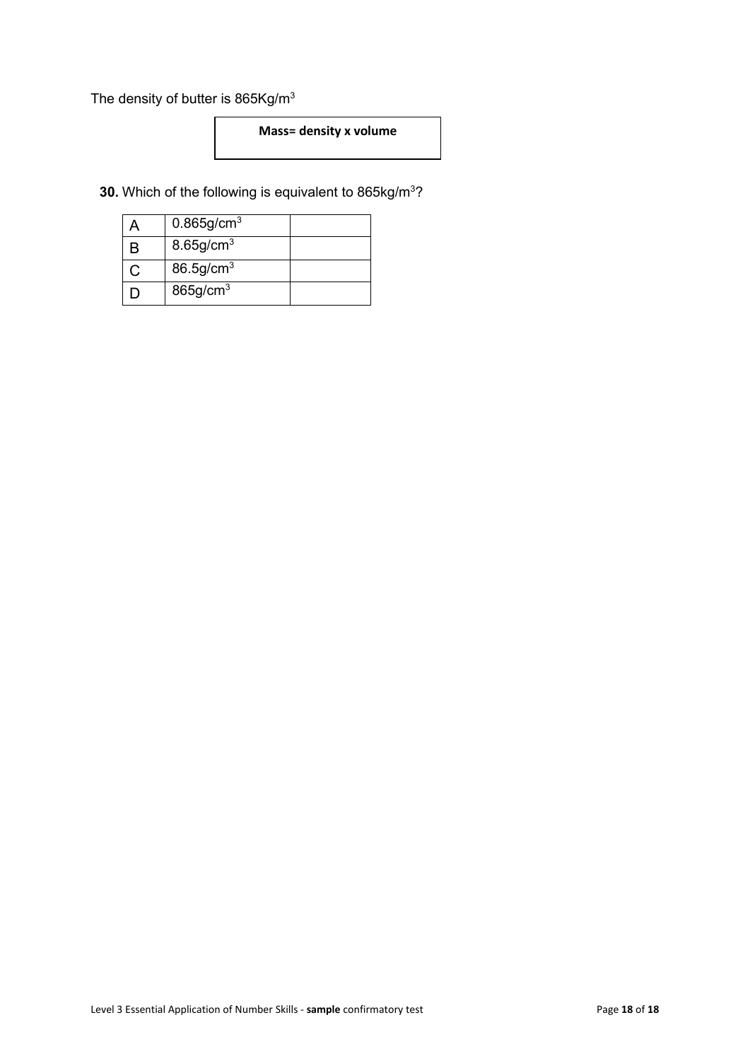The density of butter is $865Kg/m^3$

**Mass= density x volume**

**30.** Which of the following is equivalent to $865kg/m^3$?

| | | |
|---|---|---|
| A | $0.865g/cm^3$ | |
| B | $8.65g/cm^3$ | |
| C | $86.5g/cm^3$ | |
| D | $865g/cm^3$ | |